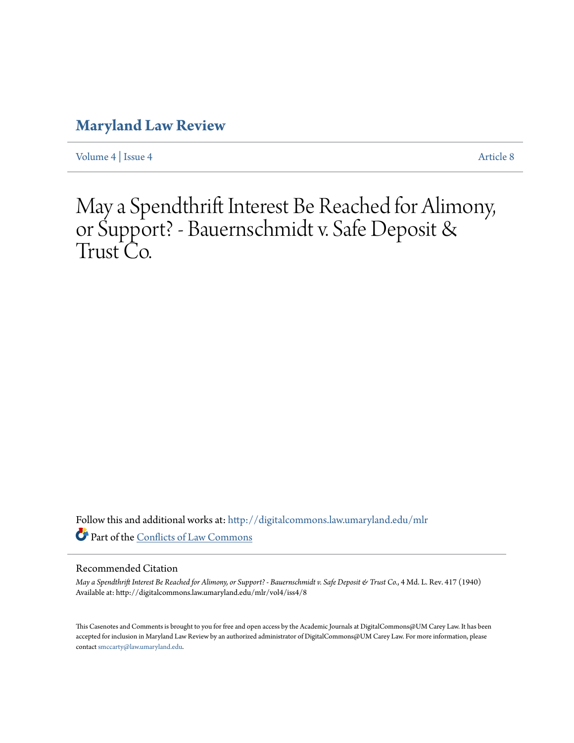# Maryland Law Review

Volume 4 | Issue 4 Article 8

# May a Spendthrift Interest Be Reached for Alimony, or Support? - Bauernschmidt v. Safe Deposit & Trust Co.

Follow this and additional works at: http://digitalcommons.law.umaryland.edu/mlr

Part of the Conflicts of Law Commons

## Recommended Citation

*May a Spendthrift Interest Be Reached for Alimony, or Support? - Bauernschmidt v. Safe Deposit & Trust Co.*, 4 Md. L. Rev. 417 (1940)
Available at: http://digitalcommons.law.umaryland.edu/mlr/vol4/iss4/8

This Casenotes and Comments is brought to you for free and open access by the Academic Journals at DigitalCommons@UM Carey Law. It has been accepted for inclusion in Maryland Law Review by an authorized administrator of DigitalCommons@UM Carey Law. For more information, please contact smccarty@law.umaryland.edu.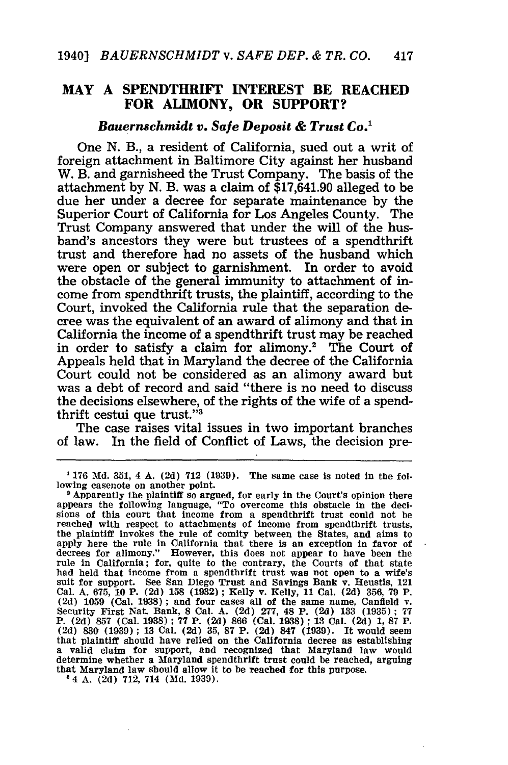## MAY A SPENDTHRIFT INTEREST BE REACHED FOR ALIMONY, OR SUPPORT?

### *Bauernschmidt v. Safe Deposit & Trust Co.*[1]

One N. B., a resident of California, sued out a writ of foreign attachment in Baltimore City against her husband W. B. and garnisheed the Trust Company. The basis of the attachment by N. B. was a claim of $17,641.90 alleged to be due her under a decree for separate maintenance by the Superior Court of California for Los Angeles County. The Trust Company answered that under the will of the husband's ancestors they were but trustees of a spendthrift trust and therefore had no assets of the husband which were open or subject to garnishment. In order to avoid the obstacle of the general immunity to attachment of income from spendthrift trusts, the plaintiff, according to the Court, invoked the California rule that the separation decree was the equivalent of an award of alimony and that in California the income of a spendthrift trust may be reached in order to satisfy a claim for alimony.[2] The Court of Appeals held that in Maryland the decree of the California Court could not be considered as an alimony award but was a debt of record and said "there is no need to discuss the decisions elsewhere, of the rights of the wife of a spendthrift cestui que trust."[3]

The case raises vital issues in two important branches of law. In the field of Conflict of Laws, the decision pre-

---

[1] 176 Md. 351, 4 A. (2d) 712 (1939). The same case is noted in the following casenote on another point.

[2] Apparently the plaintiff so argued, for early in the Court's opinion there appears the following language, "To overcome this obstacle in the decisions of this court that income from a spendthrift trust could not be reached with respect to attachments of income from spendthrift trusts, the plaintiff invokes the rule of comity between the States, and aims to apply here the rule in California that there is an exception in favor of decrees for alimony." However, this does not appear to have been the rule in California; for, quite to the contrary, the Courts of that state had held that income from a spendthrift trust was not open to a wife's suit for support. See San Diego Trust and Savings Bank v. Heustis, 121 Cal. A. 675, 10 P. (2d) 158 (1932); Kelly v. Kelly, 11 Cal. (2d) 356, 79 P. (2d) 1059 (Cal. 1938); and four cases all of the same name, Canfield v. Security First Nat. Bank, 8 Cal. A. (2d) 277, 48 P. (2d) 133 (1935); 77 P. (2d) 857 (Cal. 1938); 77 P. (2d) 866 (Cal. 1938); 13 Cal. (2d) 1, 87 P. (2d) 830 (1939); 13 Cal. (2d) 35, 87 P. (2d) 847 (1939). It would seem that plaintiff should have relied on the California decree as establishing a valid claim for support, and recognized that Maryland law would determine whether a Maryland spendthrift trust could be reached, arguing that Maryland law should allow it to be reached for this purpose.

[3] 4 A. (2d) 712, 714 (Md. 1939).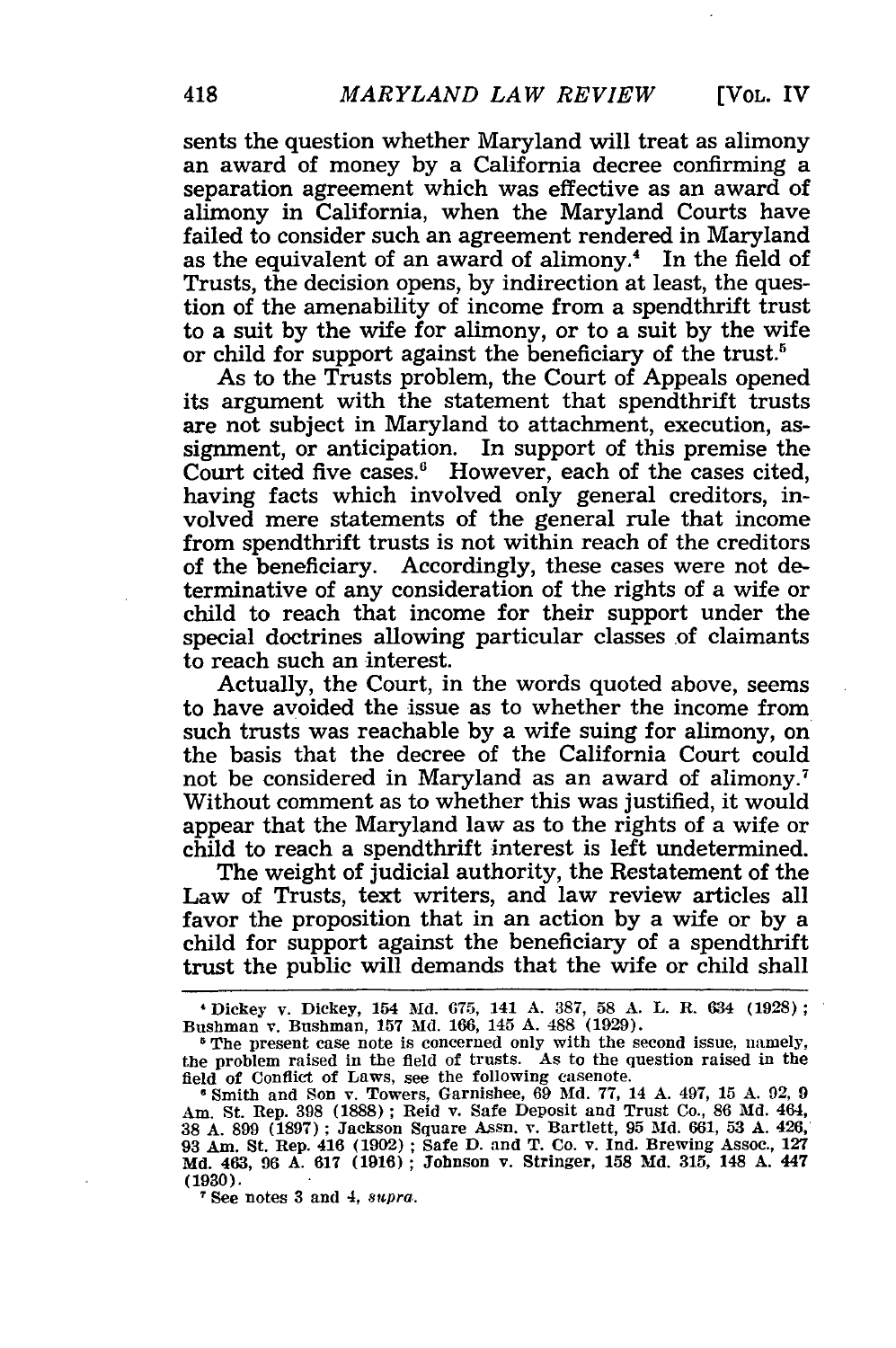sents the question whether Maryland will treat as alimony an award of money by a California decree confirming a separation agreement which was effective as an award of alimony in California, when the Maryland Courts have failed to consider such an agreement rendered in Maryland as the equivalent of an award of alimony.[4] In the field of Trusts, the decision opens, by indirection at least, the question of the amenability of income from a spendthrift trust to a suit by the wife for alimony, or to a suit by the wife or child for support against the beneficiary of the trust.[5]

As to the Trusts problem, the Court of Appeals opened its argument with the statement that spendthrift trusts are not subject in Maryland to attachment, execution, assignment, or anticipation. In support of this premise the Court cited five cases.[6] However, each of the cases cited, having facts which involved only general creditors, involved mere statements of the general rule that income from spendthrift trusts is not within reach of the creditors of the beneficiary. Accordingly, these cases were not determinative of any consideration of the rights of a wife or child to reach that income for their support under the special doctrines allowing particular classes of claimants to reach such an interest.

Actually, the Court, in the words quoted above, seems to have avoided the issue as to whether the income from such trusts was reachable by a wife suing for alimony, on the basis that the decree of the California Court could not be considered in Maryland as an award of alimony.[7] Without comment as to whether this was justified, it would appear that the Maryland law as to the rights of a wife or child to reach a spendthrift interest is left undetermined.

The weight of judicial authority, the Restatement of the Law of Trusts, text writers, and law review articles all favor the proposition that in an action by a wife or by a child for support against the beneficiary of a spendthrift trust the public will demands that the wife or child shall

---

[4] Dickey v. Dickey, 154 Md. 675, 141 A. 387, 58 A. L. R. 634 (1928); Bushman v. Bushman, 157 Md. 166, 145 A. 488 (1929).

[5] The present case note is concerned only with the second issue, namely, the problem raised in the field of trusts. As to the question raised in the field of Conflict of Laws, see the following casenote.

[6] Smith and Son v. Towers, Garnishee, 69 Md. 77, 14 A. 497, 15 A. 92, 9 Am. St. Rep. 398 (1888); Reid v. Safe Deposit and Trust Co., 86 Md. 464, 38 A. 899 (1897); Jackson Square Assn. v. Bartlett, 95 Md. 661, 53 A. 426, 93 Am. St. Rep. 416 (1902); Safe D. and T. Co. v. Ind. Brewing Assoc., 127 Md. 463, 96 A. 617 (1916); Johnson v. Stringer, 158 Md. 315, 148 A. 447 (1930).

[7] See notes 3 and 4, *supra*.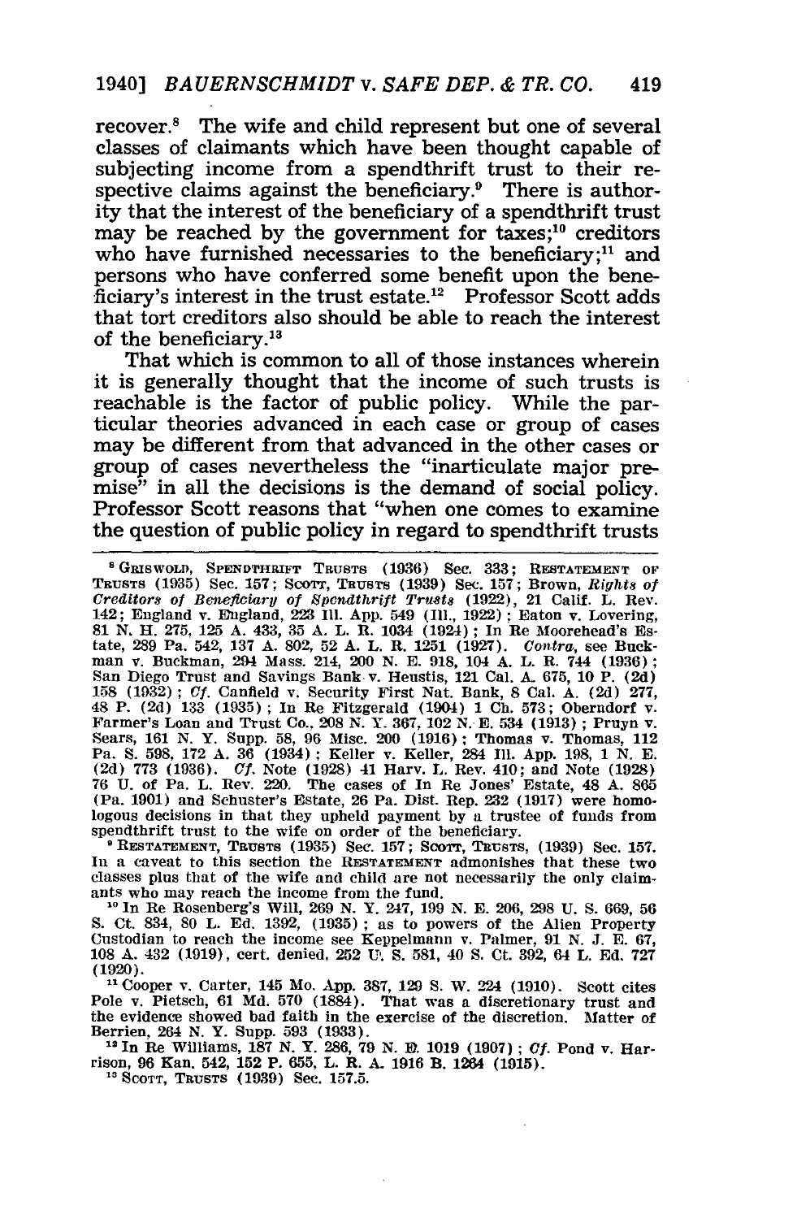recover.[8] The wife and child represent but one of several classes of claimants which have been thought capable of subjecting income from a spendthrift trust to their respective claims against the beneficiary.[9] There is authority that the interest of the beneficiary of a spendthrift trust may be reached by the government for taxes;[10] creditors who have furnished necessaries to the beneficiary;[11] and persons who have conferred some benefit upon the beneficiary's interest in the trust estate.[12] Professor Scott adds that tort creditors also should be able to reach the interest of the beneficiary.[13]

That which is common to all of those instances wherein it is generally thought that the income of such trusts is reachable is the factor of public policy. While the particular theories advanced in each case or group of cases may be different from that advanced in the other cases or group of cases nevertheless the "inarticulate major premise" in all the decisions is the demand of social policy. Professor Scott reasons that "when one comes to examine the question of public policy in regard to spendthrift trusts

---

[8] GRISWOLD, SPENDTHRIFT TRUSTS (1936) Sec. 333; RESTATEMENT OF TRUSTS (1935) Sec. 157; SCOTT, TRUSTS (1939) Sec. 157; Brown, *Rights of Creditors of Beneficiary of Spendthrift Trusts* (1922), 21 Calif. L. Rev. 142; England v. England, 223 Ill. App. 549 (Ill., 1922); Eaton v. Lovering, 81 N. H. 275, 125 A. 433, 35 A. L. R. 1034 (1924); In Re Moorehead's Estate, 289 Pa. 542, 137 A. 802, 52 A. L. R. 1251 (1927). *Contra*, see Buckman v. Buckman, 294 Mass. 214, 200 N. E. 918, 104 A. L. R. 744 (1936); San Diego Trust and Savings Bank v. Heustis, 121 Cal. A. 675, 10 P. (2d) 158 (1932); *Cf.* Canfield v. Security First Nat. Bank, 8 Cal. A. (2d) 277, 48 P. (2d) 133 (1935); In Re Fitzgerald (1904) 1 Ch. 573; Oberndorf v. Farmer's Loan and Trust Co., 208 N. Y. 367, 102 N. E. 534 (1913); Pruyn v. Sears, 161 N. Y. Supp. 58, 96 Misc. 200 (1916); Thomas v. Thomas, 112 Pa. S. 598, 172 A. 36 (1934); Keller v. Keller, 284 Ill. App. 198, 1 N. E. (2d) 773 (1936). *Cf.* Note (1928) 41 Harv. L. Rev. 410; and Note (1928) 76 U. of Pa. L. Rev. 220. The cases of In Re Jones' Estate, 48 A. 865 (Pa. 1901) and Schuster's Estate, 26 Pa. Dist. Rep. 232 (1917) were homologous decisions in that they upheld payment by a trustee of funds from spendthrift trust to the wife on order of the beneficiary.

[9] RESTATEMENT, TRUSTS (1935) Sec. 157; SCOTT, TRUSTS, (1939) Sec. 157. In a caveat to this section the RESTATEMENT admonishes that these two classes plus that of the wife and child are not necessarily the only claimants who may reach the income from the fund.

[10] In Re Rosenberg's Will, 269 N. Y. 247, 199 N. E. 206, 298 U. S. 669, 56 S. Ct. 834, 80 L. Ed. 1392, (1935); as to powers of the Alien Property Custodian to reach the income see Keppelmann v. Palmer, 91 N. J. E. 67, 108 A. 432 (1919), cert. denied, 252 U. S. 581, 40 S. Ct. 392, 64 L. Ed. 727 (1920).

[11] Cooper v. Carter, 145 Mo. App. 387, 129 S. W. 224 (1910). Scott cites Pole v. Pietsch, 61 Md. 570 (1884). That was a discretionary trust and the evidence showed bad faith in the exercise of the discretion. Matter of Berrien, 264 N. Y. Supp. 593 (1933).

[12] In Re Williams, 187 N. Y. 286, 79 N. E. 1019 (1907); *Cf.* Pond v. Harrison, 96 Kan. 542, 152 P. 655, L. R. A. 1916 B. 1264 (1915).

[13] SCOTT, TRUSTS (1939) Sec. 157.5.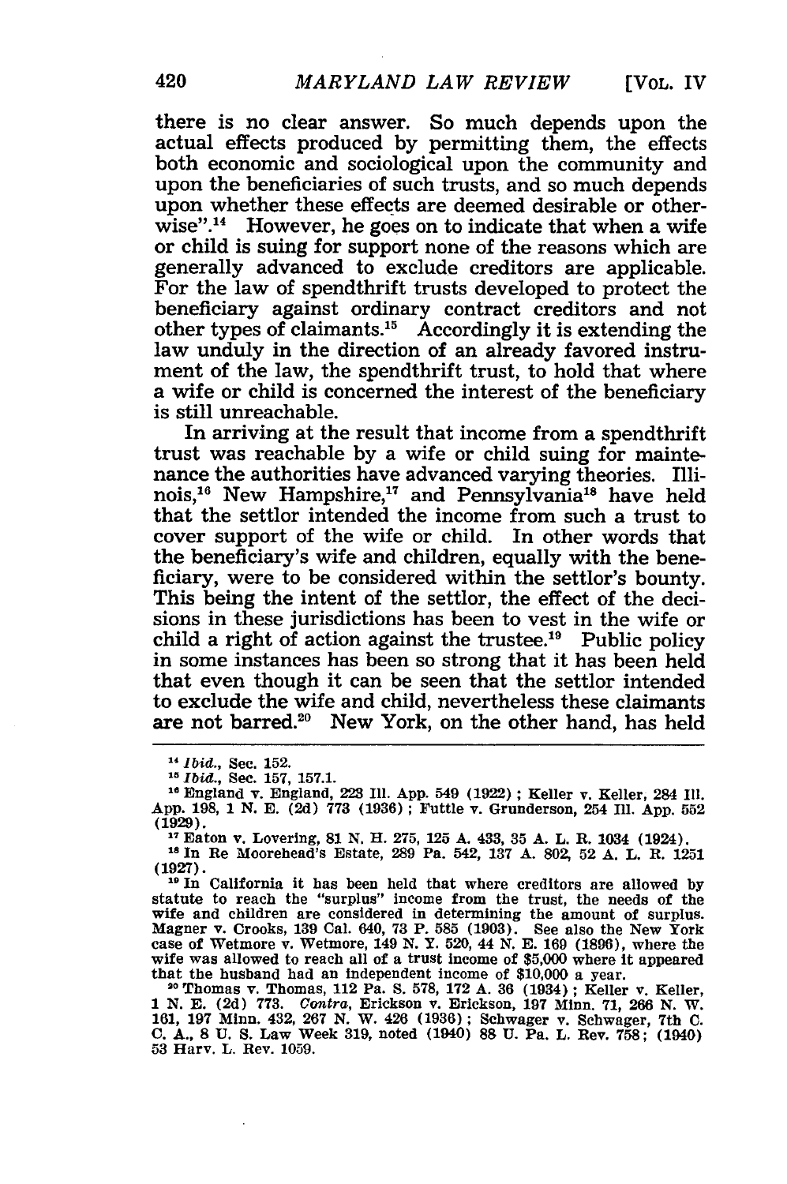there is no clear answer. So much depends upon the actual effects produced by permitting them, the effects both economic and sociological upon the community and upon the beneficiaries of such trusts, and so much depends upon whether these effects are deemed desirable or otherwise".[14] However, he goes on to indicate that when a wife or child is suing for support none of the reasons which are generally advanced to exclude creditors are applicable. For the law of spendthrift trusts developed to protect the beneficiary against ordinary contract creditors and not other types of claimants.[15] Accordingly it is extending the law unduly in the direction of an already favored instrument of the law, the spendthrift trust, to hold that where a wife or child is concerned the interest of the beneficiary is still unreachable.

In arriving at the result that income from a spendthrift trust was reachable by a wife or child suing for maintenance the authorities have advanced varying theories. Illinois,[16] New Hampshire,[17] and Pennsylvania[18] have held that the settlor intended the income from such a trust to cover support of the wife or child. In other words that the beneficiary's wife and children, equally with the beneficiary, were to be considered within the settlor's bounty. This being the intent of the settlor, the effect of the decisions in these jurisdictions has been to vest in the wife or child a right of action against the trustee.[19] Public policy in some instances has been so strong that it has been held that even though it can be seen that the settlor intended to exclude the wife and child, nevertheless these claimants are not barred.[20] New York, on the other hand, has held

---

[14] *Ibid.*, Sec. 152.

[15] *Ibid.*, Sec. 157, 157.1.

[16] England v. England, 223 Ill. App. 549 (1922); Keller v. Keller, 284 Ill. App. 198, 1 N. E. (2d) 773 (1936); Futtle v. Grunderson, 254 Ill. App. 552 (1929).

[17] Eaton v. Lovering, 81 N. H. 275, 125 A. 433, 35 A. L. R. 1034 (1924).

[18] In Re Moorehead's Estate, 289 Pa. 542, 137 A. 802, 52 A. L. R. 1251 (1927).

[19] In California it has been held that where creditors are allowed by statute to reach the "surplus" income from the trust, the needs of the wife and children are considered in determining the amount of surplus. Magner v. Crooks, 139 Cal. 640, 73 P. 585 (1903). See also the New York case of Wetmore v. Wetmore, 149 N. Y. 520, 44 N. E. 169 (1896), where the wife was allowed to reach all of a trust income of $5,000 where it appeared that the husband had an independent income of $10,000 a year.

[20] Thomas v. Thomas, 112 Pa. S. 578, 172 A. 36 (1934); Keller v. Keller, 1 N. E. (2d) 773. *Contra*, Erickson v. Erickson, 197 Minn. 71, 266 N. W. 161, 197 Minn. 432, 267 N. W. 426 (1936); Schwager v. Schwager, 7th C. C. A., 8 U. S. Law Week 319, noted (1940) 88 U. Pa. L. Rev. 758; (1940) 53 Harv. L. Rev. 1059.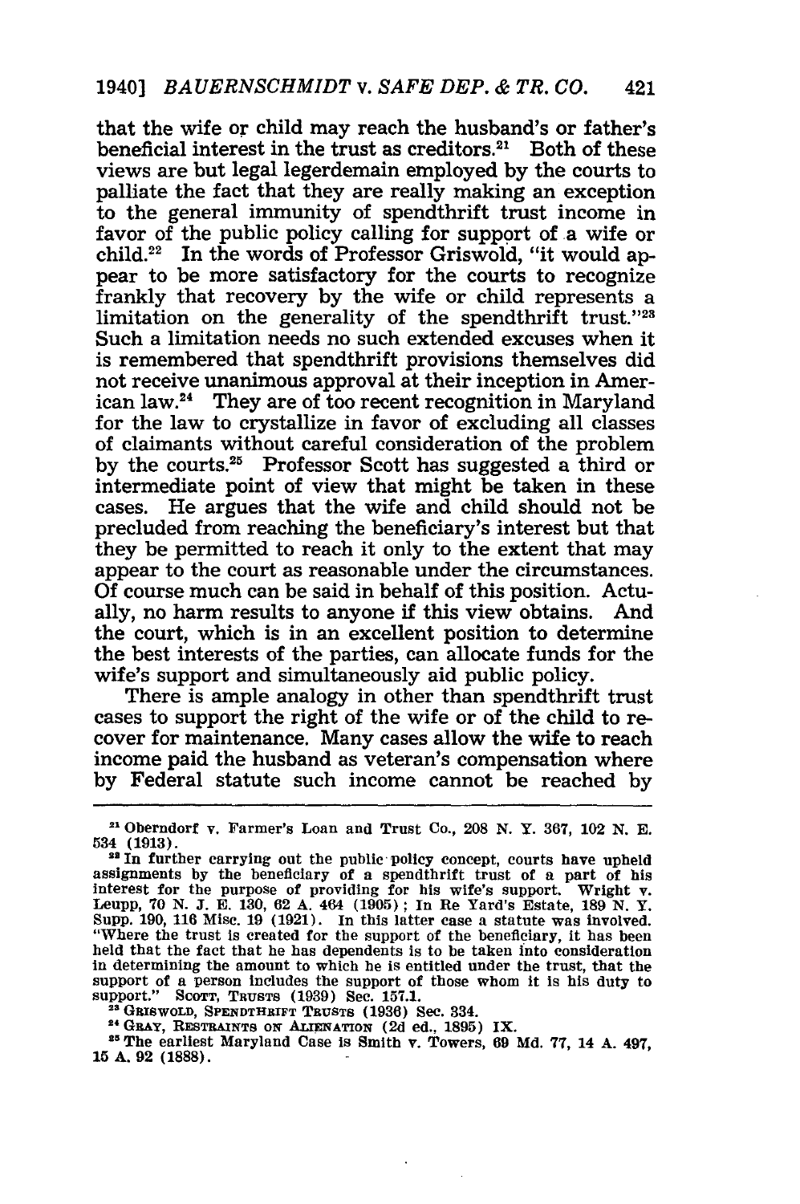that the wife or child may reach the husband's or father's beneficial interest in the trust as creditors.[21] Both of these views are but legal legerdemain employed by the courts to palliate the fact that they are really making an exception to the general immunity of spendthrift trust income in favor of the public policy calling for support of a wife or child.[22] In the words of Professor Griswold, "it would appear to be more satisfactory for the courts to recognize frankly that recovery by the wife or child represents a limitation on the generality of the spendthrift trust."[23] Such a limitation needs no such extended excuses when it is remembered that spendthrift provisions themselves did not receive unanimous approval at their inception in American law.[24] They are of too recent recognition in Maryland for the law to crystallize in favor of excluding all classes of claimants without careful consideration of the problem by the courts.[25] Professor Scott has suggested a third or intermediate point of view that might be taken in these cases. He argues that the wife and child should not be precluded from reaching the beneficiary's interest but that they be permitted to reach it only to the extent that may appear to the court as reasonable under the circumstances. Of course much can be said in behalf of this position. Actually, no harm results to anyone if this view obtains. And the court, which is in an excellent position to determine the best interests of the parties, can allocate funds for the wife's support and simultaneously aid public policy.

There is ample analogy in other than spendthrift trust cases to support the right of the wife or of the child to recover for maintenance. Many cases allow the wife to reach income paid the husband as veteran's compensation where by Federal statute such income cannot be reached by

---

[21] Oberndorf v. Farmer's Loan and Trust Co., 208 N. Y. 367, 102 N. E. 534 (1913).

[22] In further carrying out the public policy concept, courts have upheld assignments by the beneficiary of a spendthrift trust of a part of his interest for the purpose of providing for his wife's support. Wright v. Leupp, 70 N. J. E. 130, 62 A. 464 (1905); In Re Yard's Estate, 189 N. Y. Supp. 190, 116 Misc. 19 (1921). In this latter case a statute was involved. "Where the trust is created for the support of the beneficiary, it has been held that the fact that he has dependents is to be taken into consideration in determining the amount to which he is entitled under the trust, that the support of a person includes the support of those whom it is his duty to support." SCOTT, TRUSTS (1939) Sec. 157.1.

[23] GRISWOLD, SPENDTHRIFT TRUSTS (1936) Sec. 334.

[24] GRAY, RESTRAINTS ON ALIENATION (2d ed., 1895) IX.

[25] The earliest Maryland Case is Smith v. Towers, 69 Md. 77, 14 A. 497, 15 A. 92 (1888).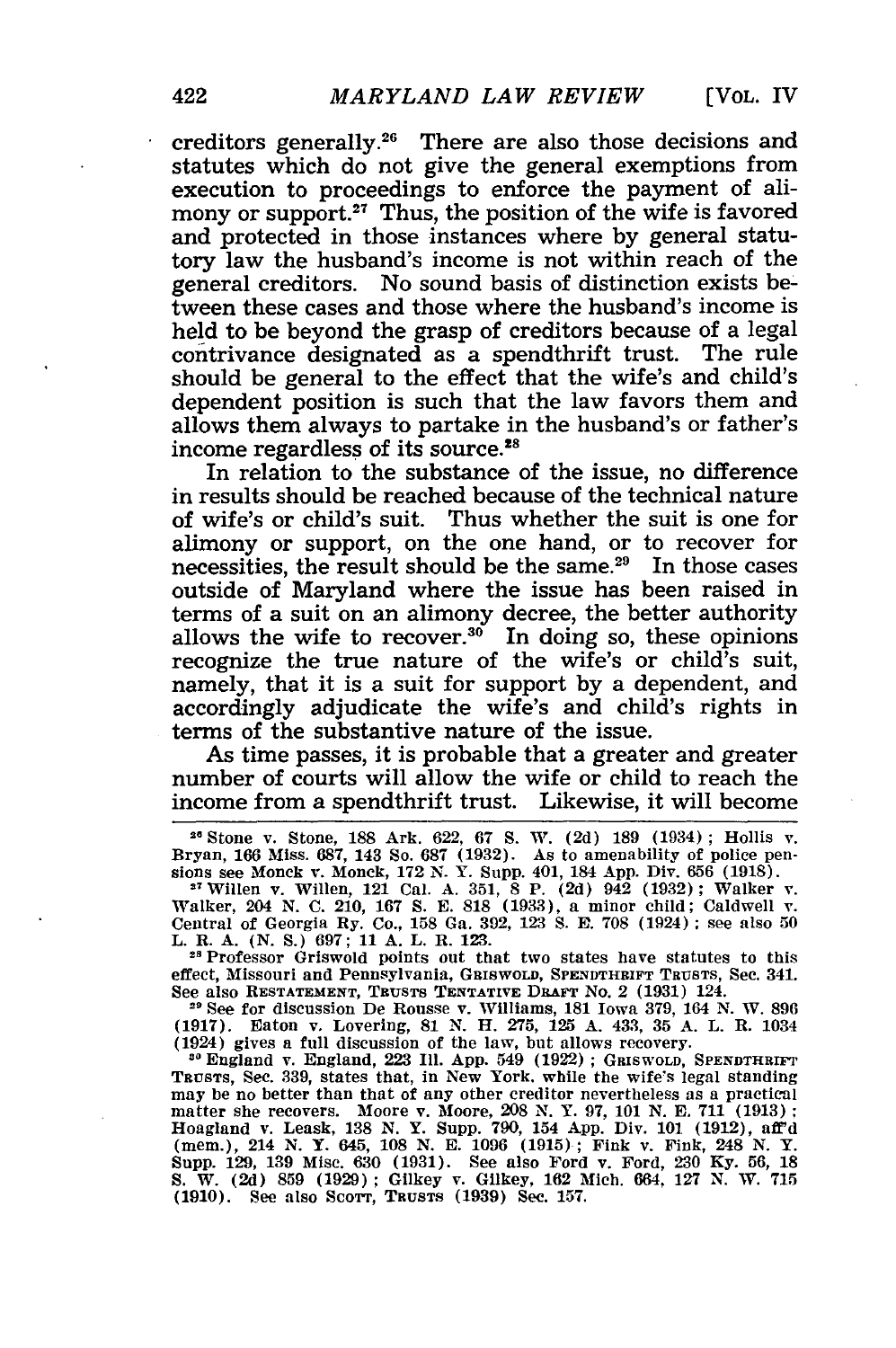creditors generally.[26] There are also those decisions and statutes which do not give the general exemptions from execution to proceedings to enforce the payment of alimony or support.[27] Thus, the position of the wife is favored and protected in those instances where by general statutory law the husband's income is not within reach of the general creditors. No sound basis of distinction exists between these cases and those where the husband's income is held to be beyond the grasp of creditors because of a legal contrivance designated as a spendthrift trust. The rule should be general to the effect that the wife's and child's dependent position is such that the law favors them and allows them always to partake in the husband's or father's income regardless of its source.[28]

In relation to the substance of the issue, no difference in results should be reached because of the technical nature of wife's or child's suit. Thus whether the suit is one for alimony or support, on the one hand, or to recover for necessities, the result should be the same.[29] In those cases outside of Maryland where the issue has been raised in terms of a suit on an alimony decree, the better authority allows the wife to recover.[30] In doing so, these opinions recognize the true nature of the wife's or child's suit, namely, that it is a suit for support by a dependent, and accordingly adjudicate the wife's and child's rights in terms of the substantive nature of the issue.

As time passes, it is probable that a greater and greater number of courts will allow the wife or child to reach the income from a spendthrift trust. Likewise, it will become

---

[26] Stone v. Stone, 188 Ark. 622, 67 S. W. (2d) 189 (1934); Hollis v. Bryan, 166 Miss. 687, 143 So. 687 (1932). As to amenability of police pensions see Monck v. Monck, 172 N. Y. Supp. 401, 184 App. Div. 656 (1918).

[27] Willen v. Willen, 121 Cal. A. 351, 8 P. (2d) 942 (1932); Walker v. Walker, 204 N. C. 210, 167 S. E. 818 (1933), a minor child; Caldwell v. Central of Georgia Ry. Co., 158 Ga. 392, 123 S. E. 708 (1924); see also 50 L. R. A. (N. S.) 697; 11 A. L. R. 123.

[28] Professor Griswold points out that two states have statutes to this effect, Missouri and Pennsylvania, GRISWOLD, SPENDTHRIFT TRUSTS, Sec. 341. See also RESTATEMENT, TRUSTS TENTATIVE DRAFT No. 2 (1931) 124.

[29] See for discussion De Rousse v. Williams, 181 Iowa 379, 164 N. W. 896 (1917). Eaton v. Lovering, 81 N. H. 275, 125 A. 433, 35 A. L. R. 1034 (1924) gives a full discussion of the law, but allows recovery.

[30] England v. England, 223 Ill. App. 549 (1922); GRISWOLD, SPENDTHRIFT TRUSTS, Sec. 339, states that, in New York, while the wife's legal standing may be no better than that of any other creditor nevertheless as a practical matter she recovers. Moore v. Moore, 208 N. Y. 97, 101 N. E. 711 (1913); Hoagland v. Leask, 138 N. Y. Supp. 790, 154 App. Div. 101 (1912), aff'd (mem.), 214 N. Y. 645, 108 N. E. 1096 (1915); Fink v. Fink, 248 N. Y. Supp. 129, 139 Misc. 630 (1931). See also Ford v. Ford, 230 Ky. 56, 18 S. W. (2d) 859 (1929); Gilkey v. Gilkey, 162 Mich. 664, 127 N. W. 715 (1910). See also SCOTT, TRUSTS (1939) Sec. 157.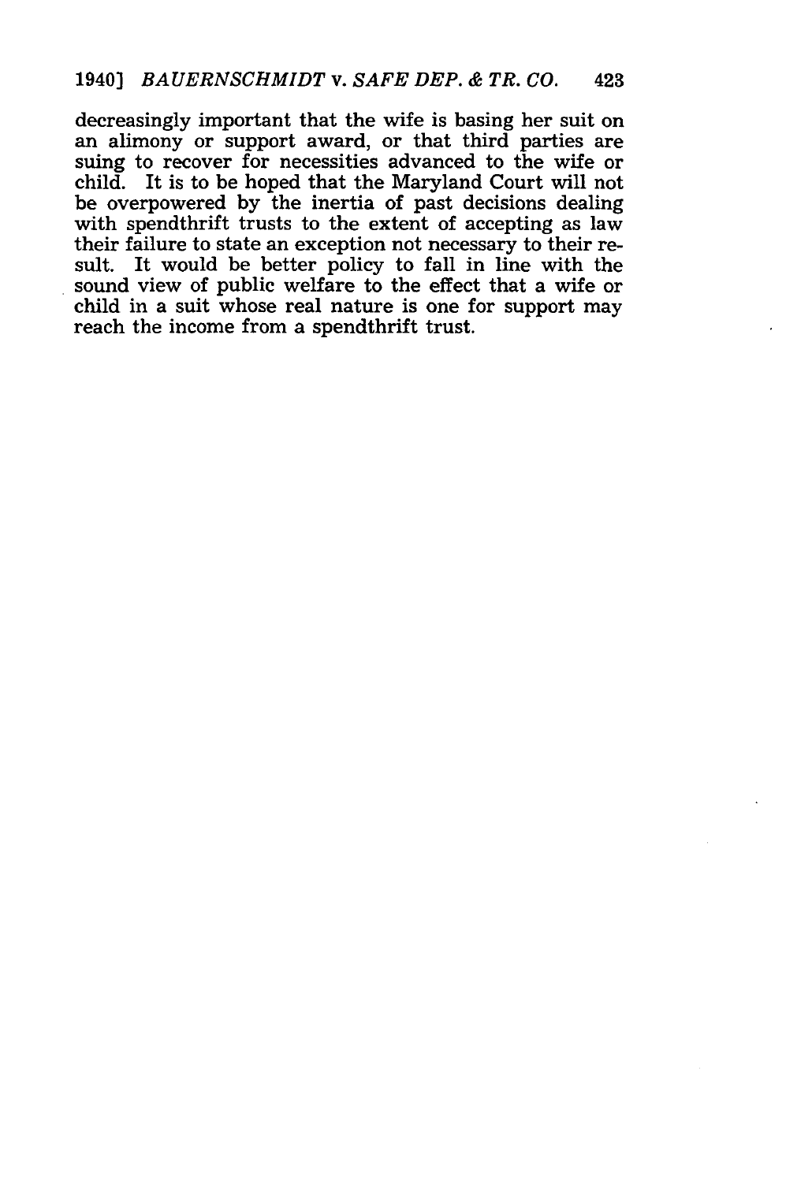decreasingly important that the wife is basing her suit on an alimony or support award, or that third parties are suing to recover for necessities advanced to the wife or child. It is to be hoped that the Maryland Court will not be overpowered by the inertia of past decisions dealing with spendthrift trusts to the extent of accepting as law their failure to state an exception not necessary to their result. It would be better policy to fall in line with the sound view of public welfare to the effect that a wife or child in a suit whose real nature is one for support may reach the income from a spendthrift trust.